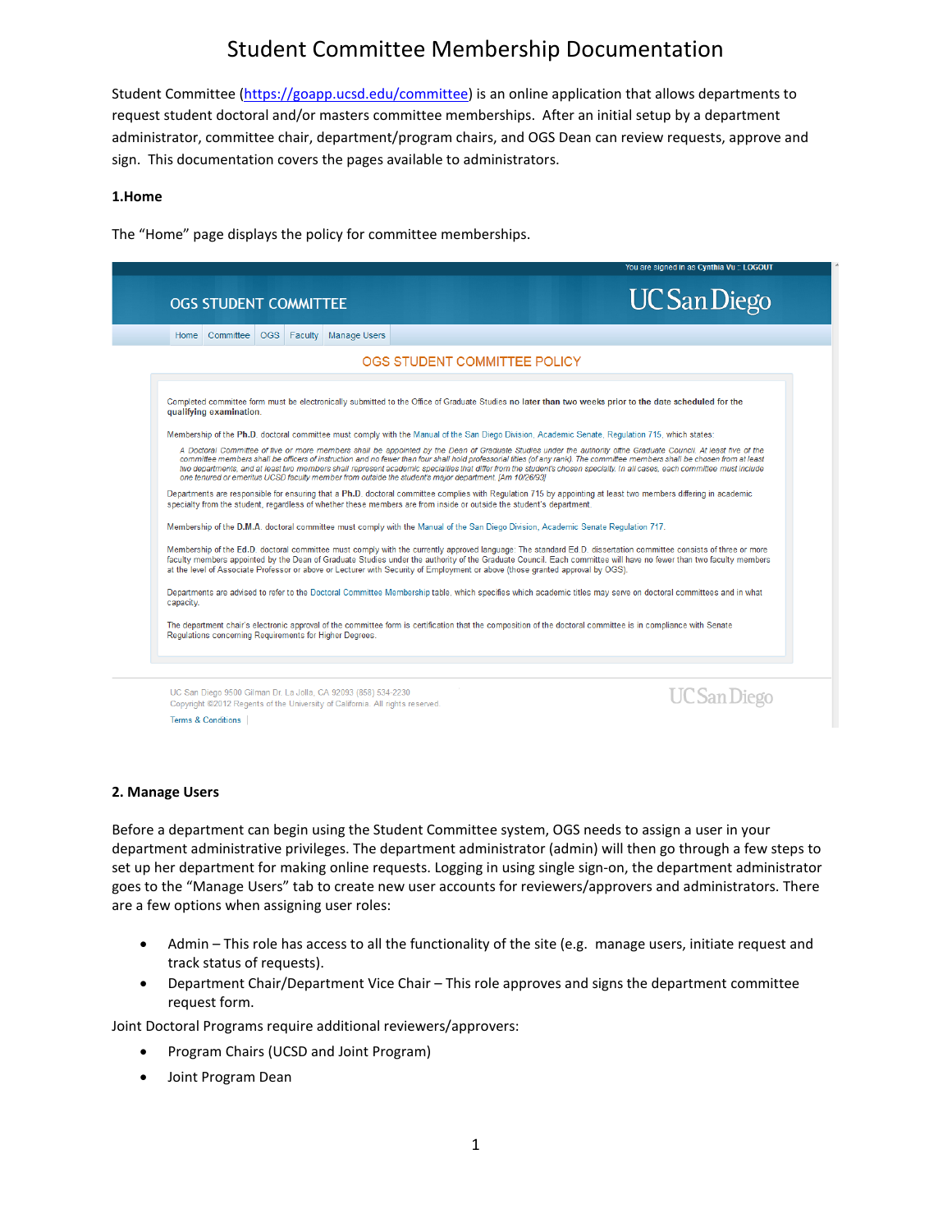# Student Committee Membership Documentation

Student Committee (https://goapp.ucsd.edu/committee) is an online application that allows departments to request student doctoral and/or masters committee memberships. After an initial setup by a department administrator, committee chair, department/program chairs, and OGS Dean can review requests, approve and sign. This documentation covers the pages available to administrators.

**1.Home**

The "Home" page displays the policy for committee memberships.

You are signed in as Cynthia Vu :: LOGOUT

OGS STUDENT COMMITTEE

UC San Diego

Home | Committee | OGS | Faculty | Manage Users

OGS STUDENT COMMITTEE POLICY

Completed committee form must be electronically submitted to the Office of Graduate Studies **no later than two weeks prior to the date scheduled for the qualifying examination.**

Membership of the **Ph.D.** doctoral committee must comply with the Manual of the San Diego Division, Academic Senate, Regulation 715, which states:

*A Doctoral Committee of five or more members shall be appointed by the Dean of Graduate Studies under the authority ofthe Graduate Council. At least five of the committee members shall be officers of instruction and no fewer than four shall hold professorial titles (of any rank). The committee members shall be chosen from at least two departments, and at least two members shall represent academic specialties that differ from the student's chosen specialty. In all cases, each committee must include one tenured or emeritus UCSD faculty member from outside the student's major department. [Am 10/26/93]*

Departments are responsible for ensuring that a **Ph.D.** doctoral committee complies with Regulation 715 by appointing at least two members differing in academic specialty from the student, regardless of whether these members are from inside or outside the student's department.

Membership of the **D.M.A.** doctoral committee must comply with the Manual of the San Diego Division, Academic Senate Regulation 717.

Membership of the **Ed.D.** doctoral committee must comply with the currently approved language: The standard Ed.D. dissertation committee consists of three or more faculty members appointed by the Dean of Graduate Studies under the authority of the Graduate Council. Each committee will have no fewer than two faculty members at the level of Associate Professor or above or Lecturer with Security of Employment or above (those granted approval by OGS).

Departments are advised to refer to the Doctoral Committee Membership table, which specifies which academic titles may serve on doctoral committees and in what capacity.

The department chair's electronic approval of the committee form is certification that the composition of the doctoral committee is in compliance with Senate Regulations concerning Requirements for Higher Degrees.

UC San Diego 9500 Gilman Dr. La Jolla, CA 92093 (858) 534-2230
Copyright ©2012 Regents of the University of California. All rights reserved.
Terms & Conditions |

UC San Diego

**2. Manage Users**

Before a department can begin using the Student Committee system, OGS needs to assign a user in your department administrative privileges. The department administrator (admin) will then go through a few steps to set up her department for making online requests. Logging in using single sign-on, the department administrator goes to the "Manage Users" tab to create new user accounts for reviewers/approvers and administrators. There are a few options when assigning user roles:

- Admin – This role has access to all the functionality of the site (e.g. manage users, initiate request and track status of requests).
- Department Chair/Department Vice Chair – This role approves and signs the department committee request form.

Joint Doctoral Programs require additional reviewers/approvers:

- Program Chairs (UCSD and Joint Program)
- Joint Program Dean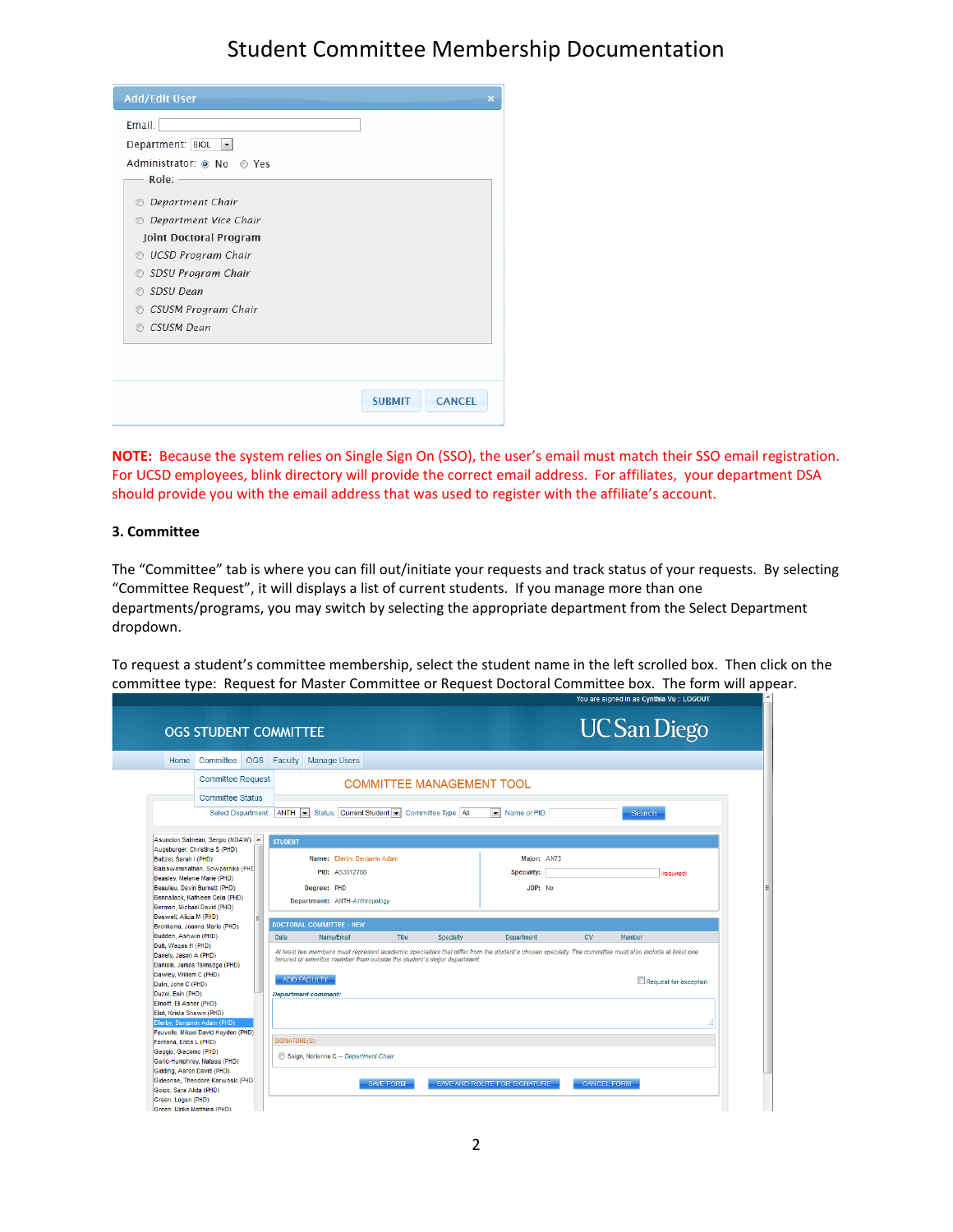# Student Committee Membership Documentation

**Add/Edit User**

Email:

Department: BIOL

Administrator: No Yes

Role:

- Department Chair
- Department Vice Chair

**Joint Doctoral Program**

- UCSD Program Chair
- SDSU Program Chair
- SDSU Dean
- CSUSM Program Chair
- CSUSM Dean

SUBMIT CANCEL

**NOTE:** Because the system relies on Single Sign On (SSO), the user's email must match their SSO email registration. For UCSD employees, blink directory will provide the correct email address. For affiliates, your department DSA should provide you with the email address that was used to register with the affiliate's account.

### 3. Committee

The "Committee" tab is where you can fill out/initiate your requests and track status of your requests. By selecting "Committee Request", it will displays a list of current students. If you manage more than one departments/programs, you may switch by selecting the appropriate department from the Select Department dropdown.

To request a student's committee membership, select the student name in the left scrolled box. Then click on the committee type: Request for Master Committee or Request Doctoral Committee box. The form will appear.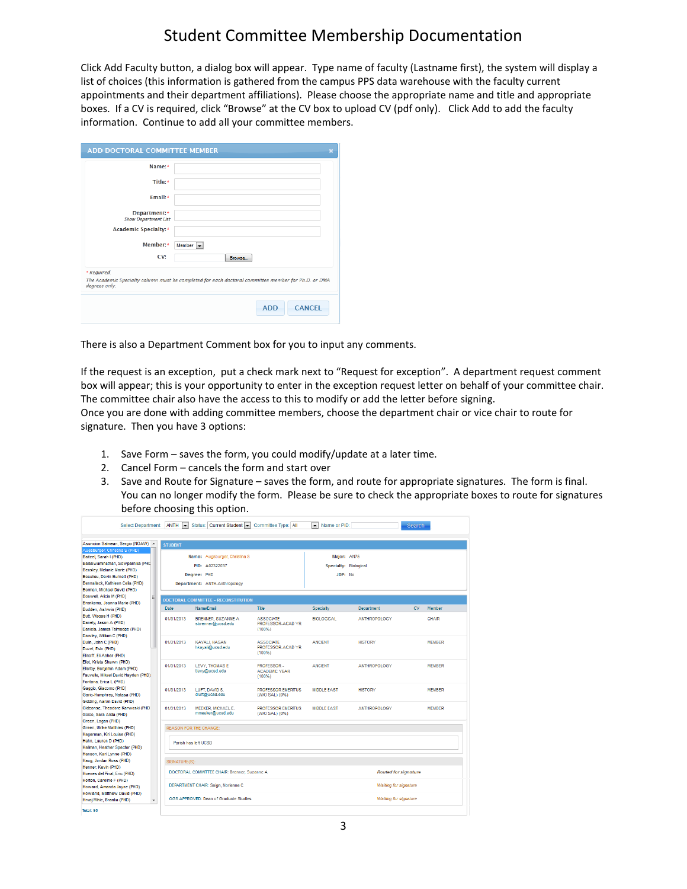# Student Committee Membership Documentation

Click Add Faculty button, a dialog box will appear. Type name of faculty (Lastname first), the system will display a list of choices (this information is gathered from the campus PPS data warehouse with the faculty current appointments and their department affiliations). Please choose the appropriate name and title and appropriate boxes. If a CV is required, click "Browse" at the CV box to upload CV (pdf only). Click Add to add the faculty information. Continue to add all your committee members.

ADD DOCTORAL COMMITTEE MEMBER

Name: *

Title: *

Email: *

Department: *
*Show Department List*

Academic Specialty: *

Member: * Member

CV: Browse...

*\* Required*

*The Academic Specialty column must be completed for each doctoral committee member for Ph.D. or DMA degrees only.*

ADD CANCEL

There is also a Department Comment box for you to input any comments.

If the request is an exception, put a check mark next to "Request for exception". A department request comment box will appear; this is your opportunity to enter in the exception request letter on behalf of your committee chair. The committee chair also have the access to this to modify or add the letter before signing.
Once you are done with adding committee members, choose the department chair or vice chair to route for signature. Then you have 3 options:

1. Save Form – saves the form, you could modify/update at a later time.
2. Cancel Form – cancels the form and start over
3. Save and Route for Signature – saves the form, and route for appropriate signatures. The form is final. You can no longer modify the form. Please be sure to check the appropriate boxes to route for signatures before choosing this option.

Select Department: ANTH | Status: Current Student | Committee Type: All | Name or PID: | Search

Asuncion Salmean, Sergio (NOAW)
Augsburger, Christina S (PHD)
Baitzel, Sarah I (PHD)
Balaswaminathan, Sowparnika (PHD)
Beasley, Melanie Marie (PHD)
Beaulieu, Devin Burnett (PHD)
Bernalleck, Kathleen Celia (PHD)
Berman, Michael David (PHD)
Boswell, Alicia M (PHD)
Bronkema, Joanna Marie (PHD)
Budden, Ashwin (PHD)
Butt, Waqas H (PHD)
Danely, Jason A (PHD)
Daniels, James Talmadge (PHD)
Dawley, William C (PHD)
Dulin, John C (PHD)
Duzel, Esin (PHD)
Elnoff, Eli Asher (PHD)
Eliot, Krista Shawn (PHD)
Ellerby, Benjamin Adam (PHD)
Fauvelle, Mikael David Hayden (PHD)
Fontana, Erica L (PHD)
Gaggio, Giacomo (PHD)
Garic-Humphrey, Natasa (PHD)
Gidding, Aaron David (PHD)
Gideonse, Theodore Karwoski (PHD)
Goico, Sara Alida (PHD)
Green, Logan (PHD)
Green, Ulrike Matthies (PHD)
Hagerman, Kiri Louise (PHD)
Hahn, Lauren D (PHD)
Hallman, Heather Spector (PHD)
Hasson, Kari Lynne (PHD)
Haug, Jordan Ross (PHD)
Henner, Kevin (PHD)
Hoenes del Pinal, Eric (PHD)
Horton, Caroline F (PHD)
Howard, Amanda Jayne (PHD)
Howland, Matthew David (PHD)
Hrvoj Mihic, Branka (PHD)
Total: 95

STUDENT

Name: Augsburger, Christina S | Major: AN75
PID: A02322037 | Specialty: Biological
Degree: PHD | JDP: No
Department: ANTH-Anthropology

DOCTORAL COMMITTEE - RECONSTITUTION

| Date | Name/Email | Title | Specialty | Department | CV | Member |
|---|---|---|---|---|---|---|
| 01/31/2013 | BRENNER, SUZANNE A sbrenner@ucsd.edu | ASSOCIATE PROFESSOR-ACAD YR (100%) | BIOLOGICAL | ANTHROPOLOGY | | CHAIR |
| 01/31/2013 | KAYALI, HASAN hkayali@ucsd.edu | ASSOCIATE PROFESSOR-ACAD YR (100%) | ANCIENT | HISTORY | | MEMBER |
| 01/31/2013 | LEVY, THOMAS E tlevy@ucsd.edu | PROFESSOR - ACADEMIC YEAR (100%) | ANCIENT | ANTHROPOLOGY | | MEMBER |
| 01/31/2013 | LUFT, DAVID S dluft@ucsd.edu | PROFESSOR EMERITUS (W/O SAL) (0%) | MIDDLE EAST | HISTORY | | MEMBER |
| 01/31/2013 | MEEKER, MICHAEL E. mmeeker@ucsd.edu | PROFESSOR EMERITUS (W/O SAL) (0%) | MIDDLE EAST | ANTHROPOLOGY | | MEMBER |

REASON FOR THE CHANGE

Parish has left UCSD

SIGNATURE(S)

| | |
|---|---|
| DOCTORAL COMMITTEE CHAIR: Brenner, Suzanne A | *Routed for signature* |
| DEPARTMENT CHAIR: Saign, Norianne C | *Waiting for signature* |
| OGS APPROVED: Dean of Graduate Studies | *Waiting for signature* |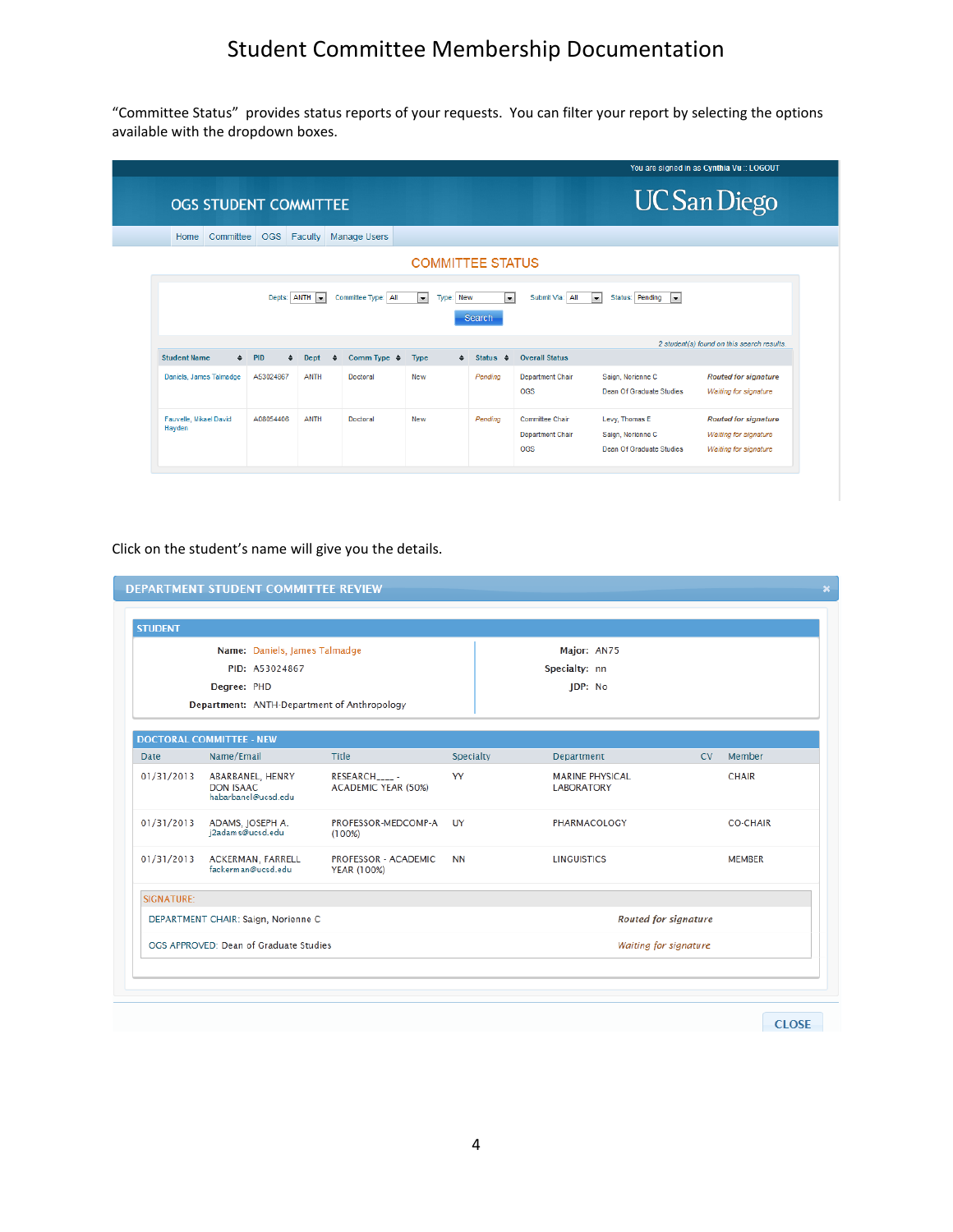# Student Committee Membership Documentation

"Committee Status" provides status reports of your requests. You can filter your report by selecting the options available with the dropdown boxes.

You are signed in as Cynthia Vu :: LOGOUT

OGS STUDENT COMMITTEE

UC San Diego

Home | Committee | OGS | Faculty | Manage Users

## COMMITTEE STATUS

Depts: ANTH | Committee Type: All | Type: New | Submit Via: All | Status: Pending

Search

2 student(s) found on this search results.

| Student Name | PID | Dept | Comm Type | Type | Status | Overall Status | | |
|---|---|---|---|---|---|---|---|---|
| Daniels, James Talmadge | A53024867 | ANTH | Doctoral | New | *Pending* | Department Chair | Saign, Norienne C | ***Routed for signature*** |
| | | | | | | OGS | Dean Of Graduate Studies | *Waiting for signature* |
| Fauvelle, Mikael David Hayden | A08054408 | ANTH | Doctoral | New | *Pending* | Committee Chair | Levy, Thomas E | ***Routed for signature*** |
| | | | | | | Department Chair | Saign, Norienne C | *Waiting for signature* |
| | | | | | | OGS | Dean Of Graduate Studies | *Waiting for signature* |

Click on the student's name will give you the details.

## DEPARTMENT STUDENT COMMITTEE REVIEW

### STUDENT

**Name:** Daniels, James Talmadge
**PID:** A53024867
**Degree:** PHD
**Department:** ANTH-Department of Anthropology

**Major:** AN75
**Specialty:** nn
**JDP:** No

### DOCTORAL COMMITTEE - NEW

| Date | Name/Email | Title | Specialty | Department | CV | Member |
|---|---|---|---|---|---|---|
| 01/31/2013 | ABARBANEL, HENRY DON ISAAC habarbanel@ucsd.edu | RESEARCH____ - ACADEMIC YEAR (50%) | YY | MARINE PHYSICAL LABORATORY | | CHAIR |
| 01/31/2013 | ADAMS, JOSEPH A. j2adams@ucsd.edu | PROFESSOR-MEDCOMP-A (100%) | UY | PHARMACOLOGY | | CO-CHAIR |
| 01/31/2013 | ACKERMAN, FARRELL fackerman@ucsd.edu | PROFESSOR - ACADEMIC YEAR (100%) | NN | LINGUISTICS | | MEMBER |

SIGNATURE:

| | |
|---|---|
| DEPARTMENT CHAIR: Saign, Norienne C | *Routed for signature* |
| OGS APPROVED: Dean of Graduate Studies | *Waiting for signature* |

CLOSE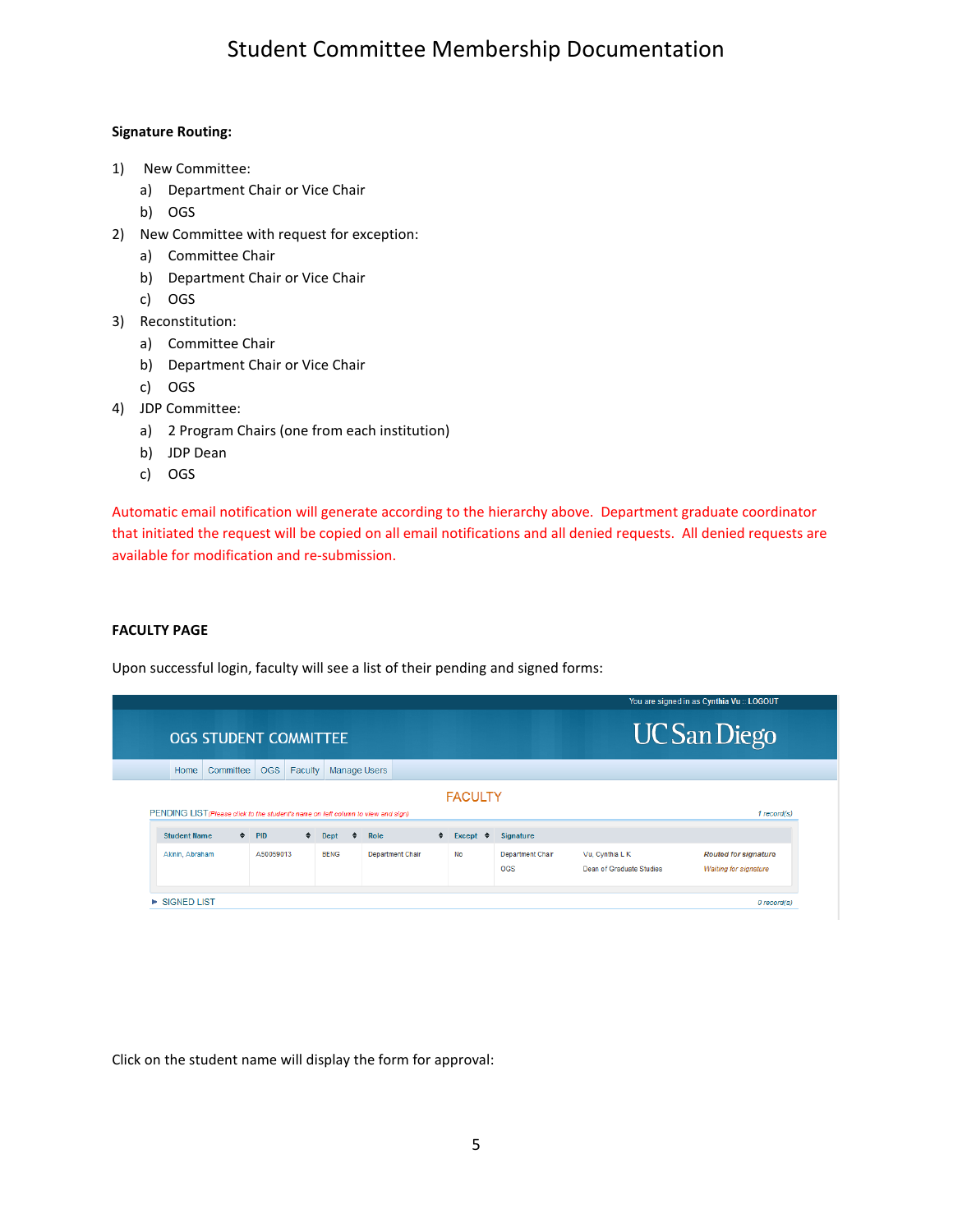**Signature Routing:**

1) New Committee:
   a) Department Chair or Vice Chair
   b) OGS
2) New Committee with request for exception:
   a) Committee Chair
   b) Department Chair or Vice Chair
   c) OGS
3) Reconstitution:
   a) Committee Chair
   b) Department Chair or Vice Chair
   c) OGS
4) JDP Committee:
   a) 2 Program Chairs (one from each institution)
   b) JDP Dean
   c) OGS

Automatic email notification will generate according to the hierarchy above. Department graduate coordinator that initiated the request will be copied on all email notifications and all denied requests. All denied requests are available for modification and re-submission.

**FACULTY PAGE**

Upon successful login, faculty will see a list of their pending and signed forms:

You are signed in as Cynthia Vu :: LOGOUT

OGS STUDENT COMMITTEE — UC San Diego

Home | Committee | OGS | Faculty | Manage Users

FACULTY

PENDING LIST (Please click to the student's name on left column to view and sign) — 1 record(s)

| Student Name | PID | Dept | Role | Except | Signature | | |
|---|---|---|---|---|---|---|---|
| Akinin, Abraham | A50059013 | BENG | Department Chair | No | Department Chair | Vu, Cynthia L K | Routed for signature |
| | | | | | OGS | Dean of Graduate Studies | Waiting for signature |

▸ SIGNED LIST — 0 record(s)

Click on the student name will display the form for approval: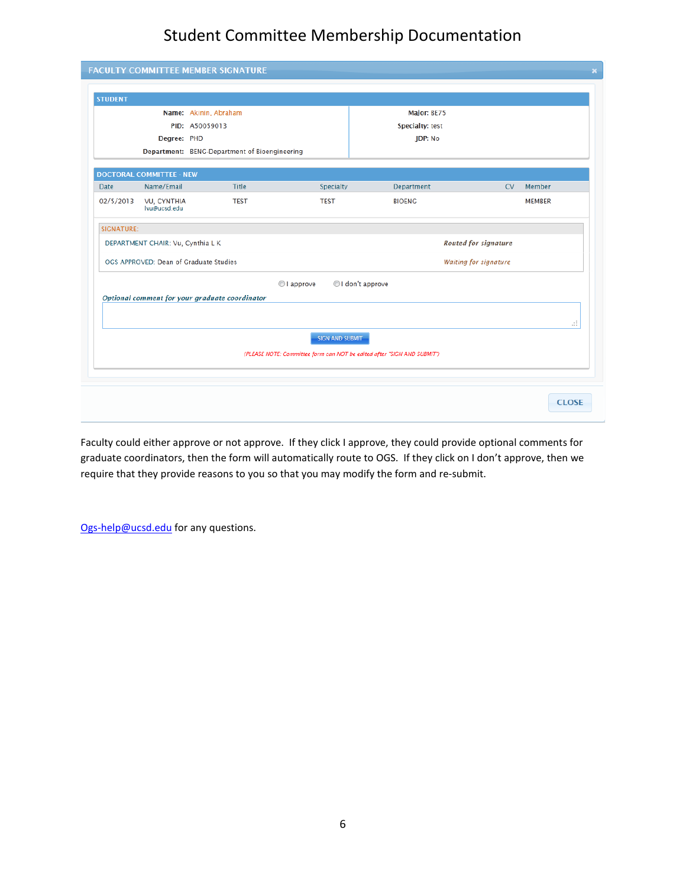# Student Committee Membership Documentation

**FACULTY COMMITTEE MEMBER SIGNATURE**

**STUDENT**

Name: Akinin, Abraham
PID: A50059013
Degree: PHD
Department: BENG-Department of Bioengineering

Major: BE75
Specialty: test
JDP: No

**DOCTORAL COMMITTEE - NEW**

| Date | Name/Email | Title | Specialty | Department | CV | Member |
|---|---|---|---|---|---|---|
| 02/5/2013 | VU, CYNTHIA lvu@ucsd.edu | TEST | TEST | BIOENG | | MEMBER |

SIGNATURE:

DEPARTMENT CHAIR: Vu, Cynthia L K — *Routed for signature*

OGS APPROVED: Dean of Graduate Studies — *Waiting for signature*

○ I approve ○ I don't approve

*Optional comment for your graduate coordinator*

SIGN AND SUBMIT

*(PLEASE NOTE: Committee form can NOT be edited after "SIGN AND SUBMIT")*

CLOSE

Faculty could either approve or not approve. If they click I approve, they could provide optional comments for graduate coordinators, then the form will automatically route to OGS. If they click on I don't approve, then we require that they provide reasons to you so that you may modify the form and re-submit.

Ogs-help@ucsd.edu for any questions.